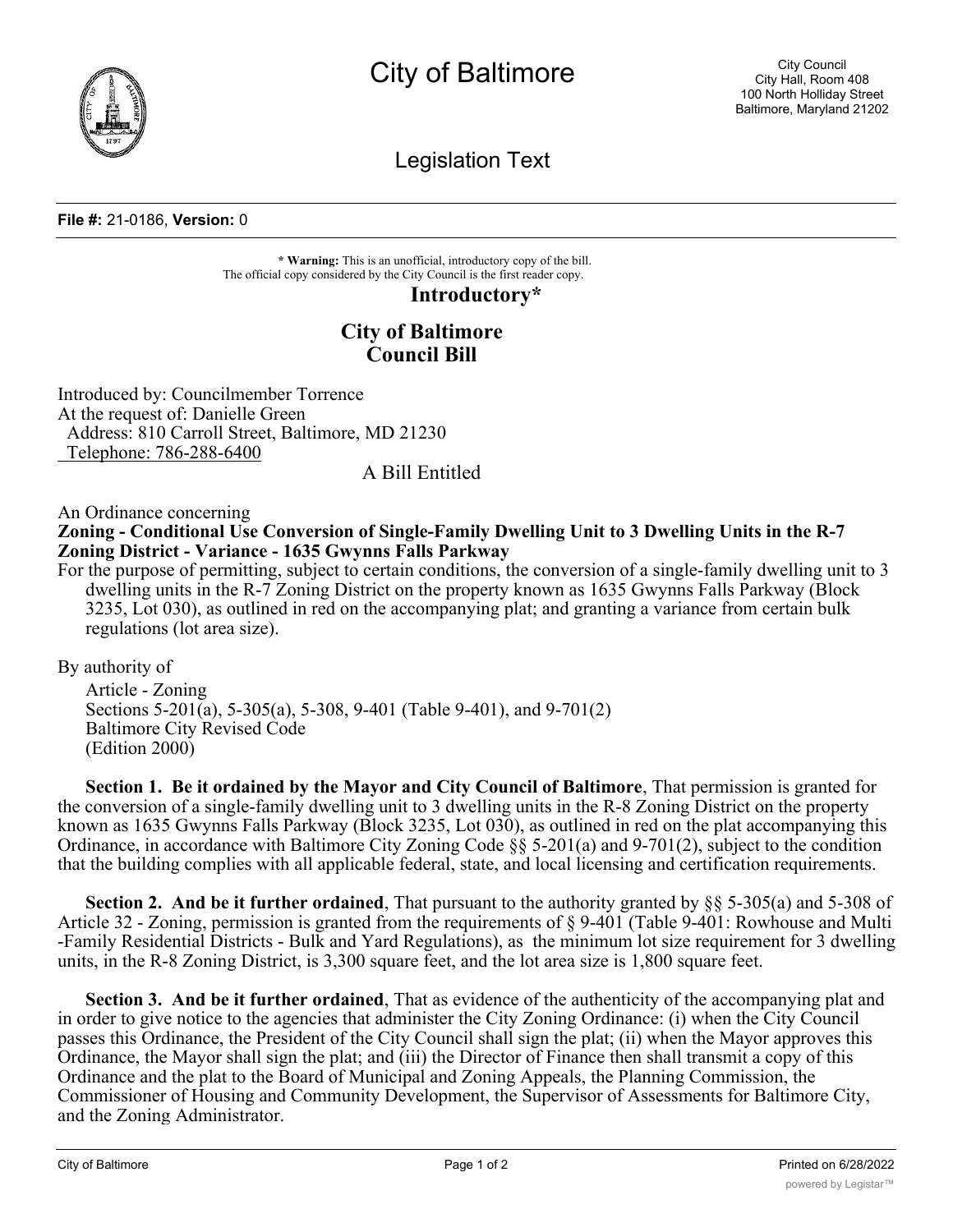# City of Baltimore

City Council
City Hall, Room 408
100 North Holliday Street
Baltimore, Maryland 21202

## Legislation Text

**File #:** 21-0186, **Version:** 0

**\* Warning:** This is an unofficial, introductory copy of the bill.
The official copy considered by the City Council is the first reader copy.

**Introductory\***

**City of Baltimore**
**Council Bill**

Introduced by: Councilmember Torrence
At the request of: Danielle Green
Address: 810 Carroll Street, Baltimore, MD 21230
Telephone: 786-288-6400

A Bill Entitled

An Ordinance concerning
**Zoning - Conditional Use Conversion of Single-Family Dwelling Unit to 3 Dwelling Units in the R-7 Zoning District - Variance - 1635 Gwynns Falls Parkway**
For the purpose of permitting, subject to certain conditions, the conversion of a single-family dwelling unit to 3 dwelling units in the R-7 Zoning District on the property known as 1635 Gwynns Falls Parkway (Block 3235, Lot 030), as outlined in red on the accompanying plat; and granting a variance from certain bulk regulations (lot area size).

By authority of
Article - Zoning
Sections 5-201(a), 5-305(a), 5-308, 9-401 (Table 9-401), and 9-701(2)
Baltimore City Revised Code
(Edition 2000)

**Section 1. Be it ordained by the Mayor and City Council of Baltimore**, That permission is granted for the conversion of a single-family dwelling unit to 3 dwelling units in the R-8 Zoning District on the property known as 1635 Gwynns Falls Parkway (Block 3235, Lot 030), as outlined in red on the plat accompanying this Ordinance, in accordance with Baltimore City Zoning Code §§ 5-201(a) and 9-701(2), subject to the condition that the building complies with all applicable federal, state, and local licensing and certification requirements.

**Section 2. And be it further ordained**, That pursuant to the authority granted by §§ 5-305(a) and 5-308 of Article 32 - Zoning, permission is granted from the requirements of § 9-401 (Table 9-401: Rowhouse and Multi-Family Residential Districts - Bulk and Yard Regulations), as the minimum lot size requirement for 3 dwelling units, in the R-8 Zoning District, is 3,300 square feet, and the lot area size is 1,800 square feet.

**Section 3. And be it further ordained**, That as evidence of the authenticity of the accompanying plat and in order to give notice to the agencies that administer the City Zoning Ordinance: (i) when the City Council passes this Ordinance, the President of the City Council shall sign the plat; (ii) when the Mayor approves this Ordinance, the Mayor shall sign the plat; and (iii) the Director of Finance then shall transmit a copy of this Ordinance and the plat to the Board of Municipal and Zoning Appeals, the Planning Commission, the Commissioner of Housing and Community Development, the Supervisor of Assessments for Baltimore City, and the Zoning Administrator.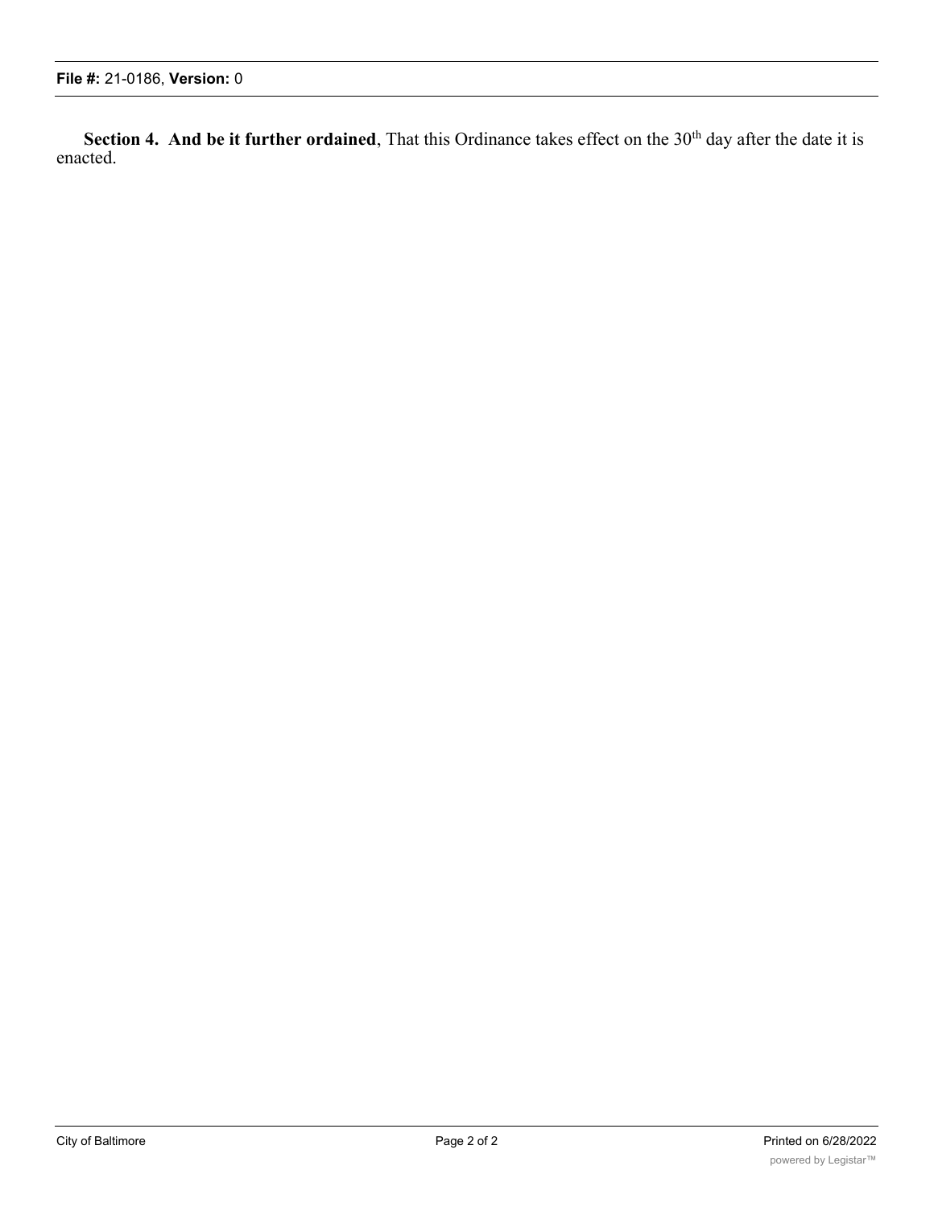**Section 4. And be it further ordained**, That this Ordinance takes effect on the 30th day after the date it is enacted.